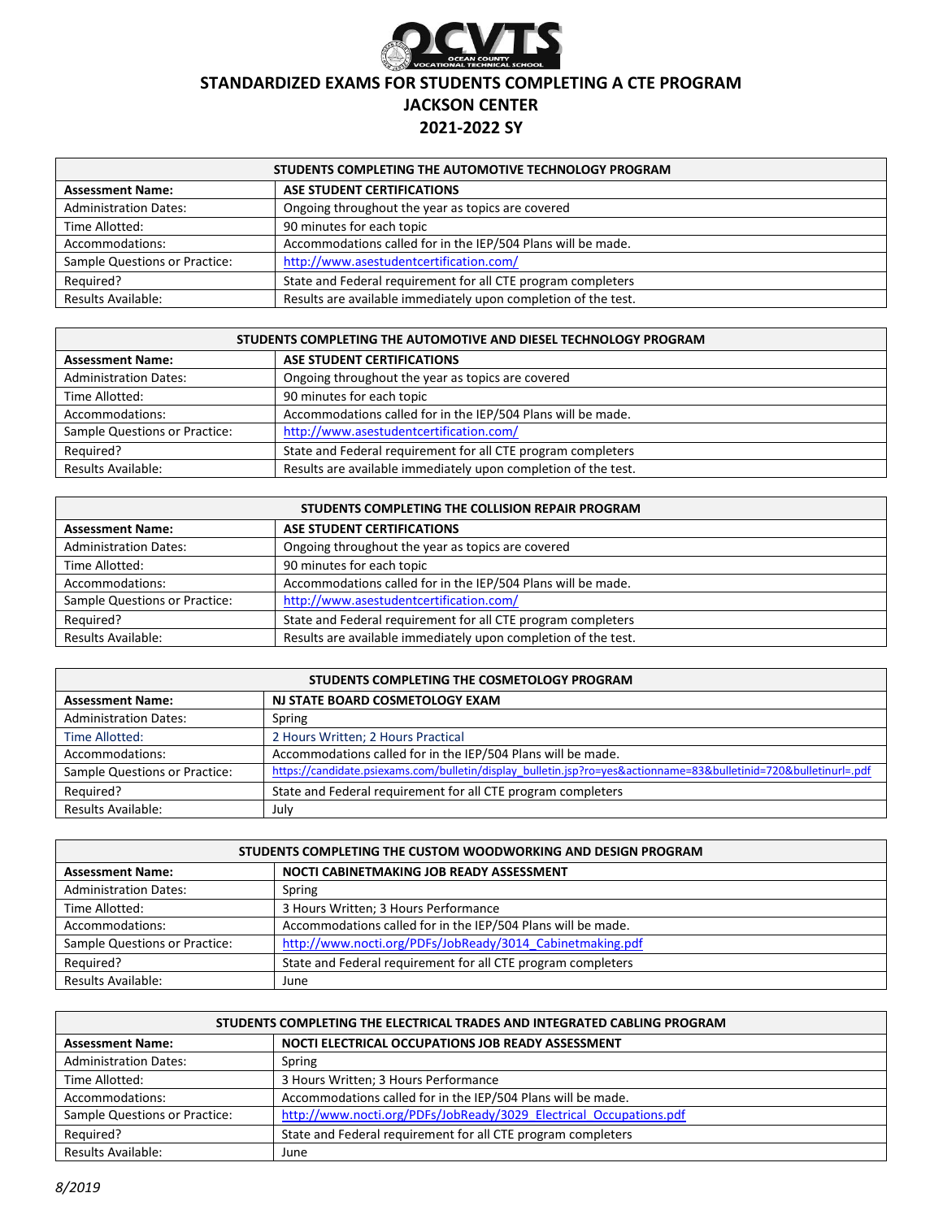# STANDARDIZED EXAMS FOR STUDENTS COMPLETING A CTE PROGRAM
## JACKSON CENTER
## 2021-2022 SY

| STUDENTS COMPLETING THE AUTOMOTIVE TECHNOLOGY PROGRAM | |
|---|---|
| **Assessment Name:** | **ASE STUDENT CERTIFICATIONS** |
| Administration Dates: | Ongoing throughout the year as topics are covered |
| Time Allotted: | 90 minutes for each topic |
| Accommodations: | Accommodations called for in the IEP/504 Plans will be made. |
| Sample Questions or Practice: | http://www.asestudentcertification.com/ |
| Required? | State and Federal requirement for all CTE program completers |
| Results Available: | Results are available immediately upon completion of the test. |

| STUDENTS COMPLETING THE AUTOMOTIVE AND DIESEL TECHNOLOGY PROGRAM | |
|---|---|
| **Assessment Name:** | **ASE STUDENT CERTIFICATIONS** |
| Administration Dates: | Ongoing throughout the year as topics are covered |
| Time Allotted: | 90 minutes for each topic |
| Accommodations: | Accommodations called for in the IEP/504 Plans will be made. |
| Sample Questions or Practice: | http://www.asestudentcertification.com/ |
| Required? | State and Federal requirement for all CTE program completers |
| Results Available: | Results are available immediately upon completion of the test. |

| STUDENTS COMPLETING THE COLLISION REPAIR PROGRAM | |
|---|---|
| **Assessment Name:** | **ASE STUDENT CERTIFICATIONS** |
| Administration Dates: | Ongoing throughout the year as topics are covered |
| Time Allotted: | 90 minutes for each topic |
| Accommodations: | Accommodations called for in the IEP/504 Plans will be made. |
| Sample Questions or Practice: | http://www.asestudentcertification.com/ |
| Required? | State and Federal requirement for all CTE program completers |
| Results Available: | Results are available immediately upon completion of the test. |

| STUDENTS COMPLETING THE COSMETOLOGY PROGRAM | |
|---|---|
| **Assessment Name:** | **NJ STATE BOARD COSMETOLOGY EXAM** |
| Administration Dates: | Spring |
| Time Allotted: | 2 Hours Written; 2 Hours Practical |
| Accommodations: | Accommodations called for in the IEP/504 Plans will be made. |
| Sample Questions or Practice: | https://candidate.psiexams.com/bulletin/display_bulletin.jsp?ro=yes&actionname=83&bulletinid=720&bulletinurl=.pdf |
| Required? | State and Federal requirement for all CTE program completers |
| Results Available: | July |

| STUDENTS COMPLETING THE CUSTOM WOODWORKING AND DESIGN PROGRAM | |
|---|---|
| **Assessment Name:** | **NOCTI CABINETMAKING JOB READY ASSESSMENT** |
| Administration Dates: | Spring |
| Time Allotted: | 3 Hours Written; 3 Hours Performance |
| Accommodations: | Accommodations called for in the IEP/504 Plans will be made. |
| Sample Questions or Practice: | http://www.nocti.org/PDFs/JobReady/3014_Cabinetmaking.pdf |
| Required? | State and Federal requirement for all CTE program completers |
| Results Available: | June |

| STUDENTS COMPLETING THE ELECTRICAL TRADES AND INTEGRATED CABLING PROGRAM | |
|---|---|
| **Assessment Name:** | **NOCTI ELECTRICAL OCCUPATIONS JOB READY ASSESSMENT** |
| Administration Dates: | Spring |
| Time Allotted: | 3 Hours Written; 3 Hours Performance |
| Accommodations: | Accommodations called for in the IEP/504 Plans will be made. |
| Sample Questions or Practice: | http://www.nocti.org/PDFs/JobReady/3029_Electrical_Occupations.pdf |
| Required? | State and Federal requirement for all CTE program completers |
| Results Available: | June |

*8/2019*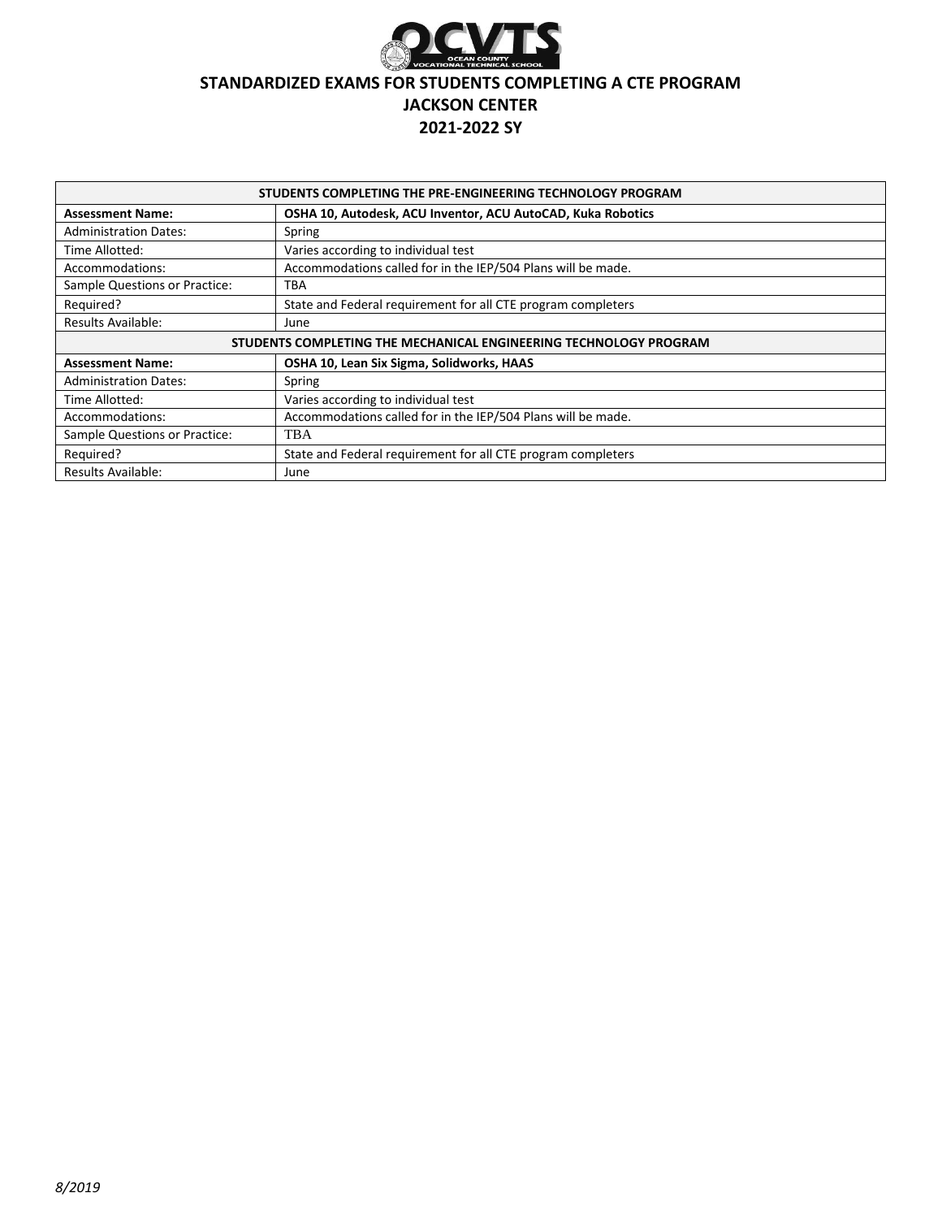# STANDARDIZED EXAMS FOR STUDENTS COMPLETING A CTE PROGRAM

## JACKSON CENTER

## 2021-2022 SY

| STUDENTS COMPLETING THE PRE-ENGINEERING TECHNOLOGY PROGRAM | |
|---|---|
| **Assessment Name:** | **OSHA 10, Autodesk, ACU Inventor, ACU AutoCAD, Kuka Robotics** |
| Administration Dates: | Spring |
| Time Allotted: | Varies according to individual test |
| Accommodations: | Accommodations called for in the IEP/504 Plans will be made. |
| Sample Questions or Practice: | TBA |
| Required? | State and Federal requirement for all CTE program completers |
| Results Available: | June |

| STUDENTS COMPLETING THE MECHANICAL ENGINEERING TECHNOLOGY PROGRAM | |
|---|---|
| **Assessment Name:** | **OSHA 10, Lean Six Sigma, Solidworks, HAAS** |
| Administration Dates: | Spring |
| Time Allotted: | Varies according to individual test |
| Accommodations: | Accommodations called for in the IEP/504 Plans will be made. |
| Sample Questions or Practice: | TBA |
| Required? | State and Federal requirement for all CTE program completers |
| Results Available: | June |

*8/2019*